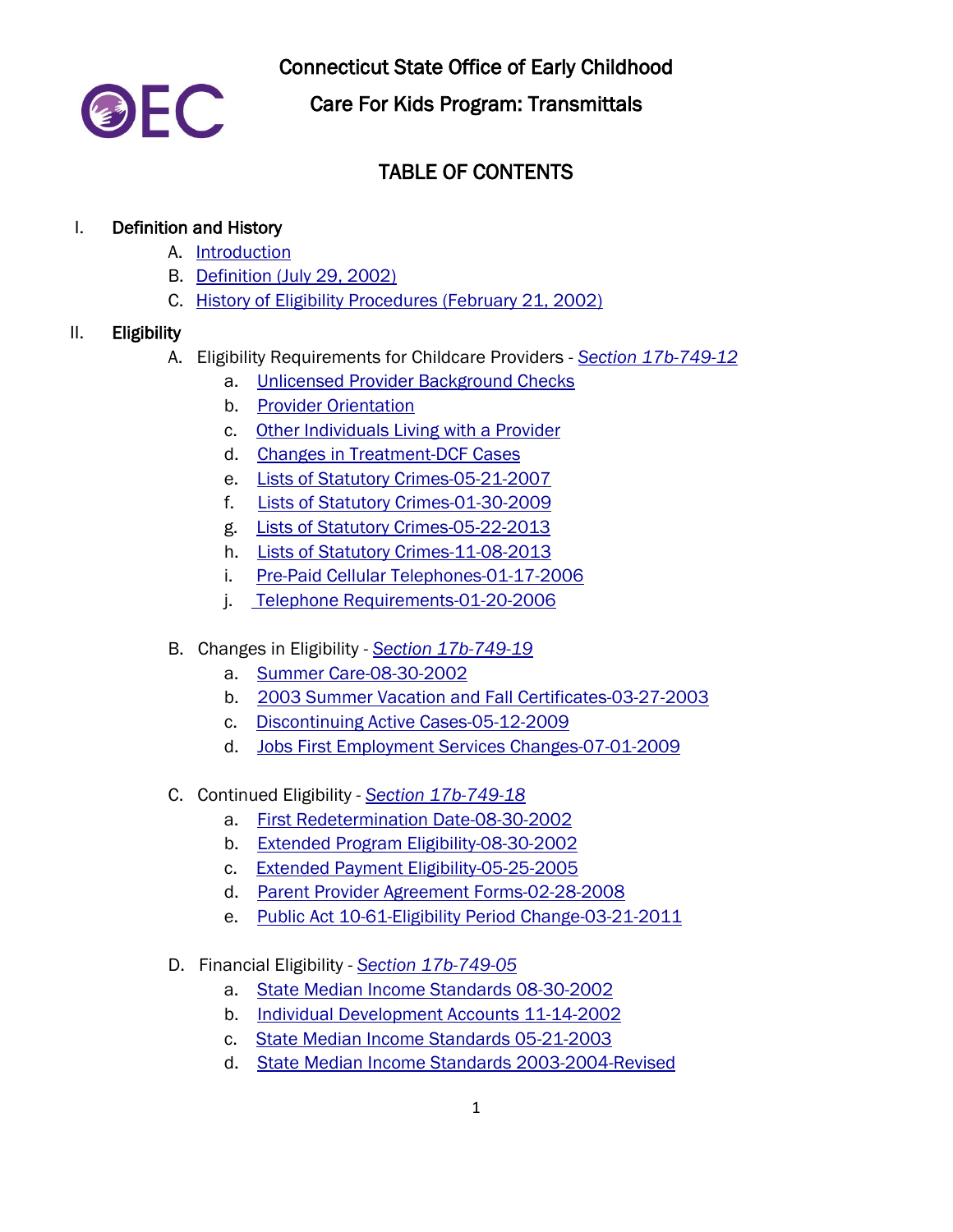# Connecticut State Office of Early Childhood

## Care For Kids Program: Transmittals

## TABLE OF CONTENTS

I. Definition and History
   - A. Introduction
   - B. Definition (July 29, 2002)
   - C. History of Eligibility Procedures (February 21, 2002)

II. Eligibility
   - A. Eligibility Requirements for Childcare Providers - *Section 17b-749-12*
     - a. Unlicensed Provider Background Checks
     - b. Provider Orientation
     - c. Other Individuals Living with a Provider
     - d. Changes in Treatment-DCF Cases
     - e. Lists of Statutory Crimes-05-21-2007
     - f. Lists of Statutory Crimes-01-30-2009
     - g. Lists of Statutory Crimes-05-22-2013
     - h. Lists of Statutory Crimes-11-08-2013
     - i. Pre-Paid Cellular Telephones-01-17-2006
     - j. Telephone Requirements-01-20-2006
   - B. Changes in Eligibility - *Section 17b-749-19*
     - a. Summer Care-08-30-2002
     - b. 2003 Summer Vacation and Fall Certificates-03-27-2003
     - c. Discontinuing Active Cases-05-12-2009
     - d. Jobs First Employment Services Changes-07-01-2009
   - C. Continued Eligibility - *Section 17b-749-18*
     - a. First Redetermination Date-08-30-2002
     - b. Extended Program Eligibility-08-30-2002
     - c. Extended Payment Eligibility-05-25-2005
     - d. Parent Provider Agreement Forms-02-28-2008
     - e. Public Act 10-61-Eligibility Period Change-03-21-2011
   - D. Financial Eligibility - *Section 17b-749-05*
     - a. State Median Income Standards 08-30-2002
     - b. Individual Development Accounts 11-14-2002
     - c. State Median Income Standards 05-21-2003
     - d. State Median Income Standards 2003-2004-Revised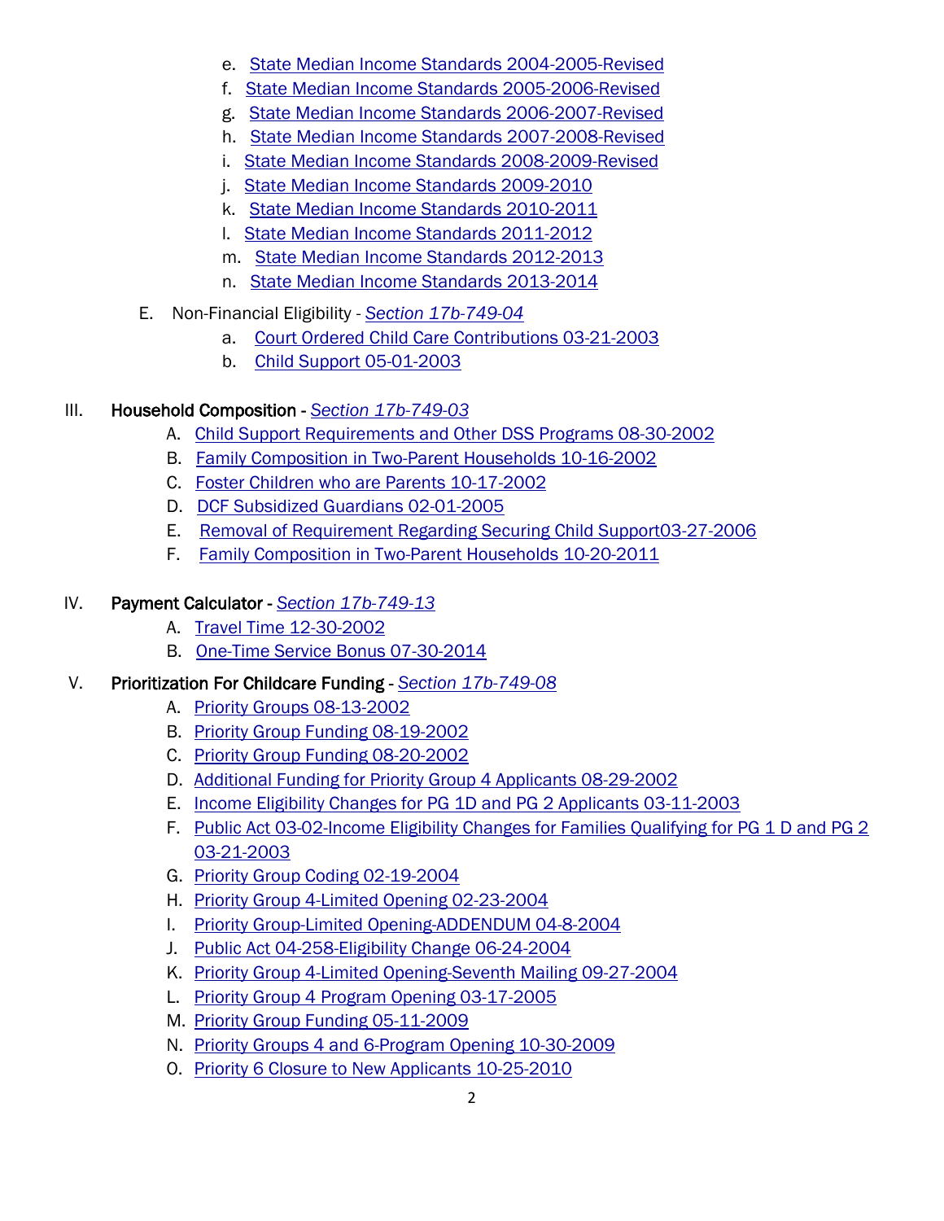- e. State Median Income Standards 2004-2005-Revised
   - f. State Median Income Standards 2005-2006-Revised
   - g. State Median Income Standards 2006-2007-Revised
   - h. State Median Income Standards 2007-2008-Revised
   - i. State Median Income Standards 2008-2009-Revised
   - j. State Median Income Standards 2009-2010
   - k. State Median Income Standards 2010-2011
   - l. State Median Income Standards 2011-2012
   - m. State Median Income Standards 2012-2013
   - n. State Median Income Standards 2013-2014

E. Non-Financial Eligibility - *Section 17b-749-04*
   - a. Court Ordered Child Care Contributions 03-21-2003
   - b. Child Support 05-01-2003

III. **Household Composition** - *Section 17b-749-03*
   - A. Child Support Requirements and Other DSS Programs 08-30-2002
   - B. Family Composition in Two-Parent Households 10-16-2002
   - C. Foster Children who are Parents 10-17-2002
   - D. DCF Subsidized Guardians 02-01-2005
   - E. Removal of Requirement Regarding Securing Child Support03-27-2006
   - F. Family Composition in Two-Parent Households 10-20-2011

IV. **Payment Calculator** - *Section 17b-749-13*
   - A. Travel Time 12-30-2002
   - B. One-Time Service Bonus 07-30-2014

V. **Prioritization For Childcare Funding** - *Section 17b-749-08*
   - A. Priority Groups 08-13-2002
   - B. Priority Group Funding 08-19-2002
   - C. Priority Group Funding 08-20-2002
   - D. Additional Funding for Priority Group 4 Applicants 08-29-2002
   - E. Income Eligibility Changes for PG 1D and PG 2 Applicants 03-11-2003
   - F. Public Act 03-02-Income Eligibility Changes for Families Qualifying for PG 1 D and PG 2 03-21-2003
   - G. Priority Group Coding 02-19-2004
   - H. Priority Group 4-Limited Opening 02-23-2004
   - I. Priority Group-Limited Opening-ADDENDUM 04-8-2004
   - J. Public Act 04-258-Eligibility Change 06-24-2004
   - K. Priority Group 4-Limited Opening-Seventh Mailing 09-27-2004
   - L. Priority Group 4 Program Opening 03-17-2005
   - M. Priority Group Funding 05-11-2009
   - N. Priority Groups 4 and 6-Program Opening 10-30-2009
   - O. Priority 6 Closure to New Applicants 10-25-2010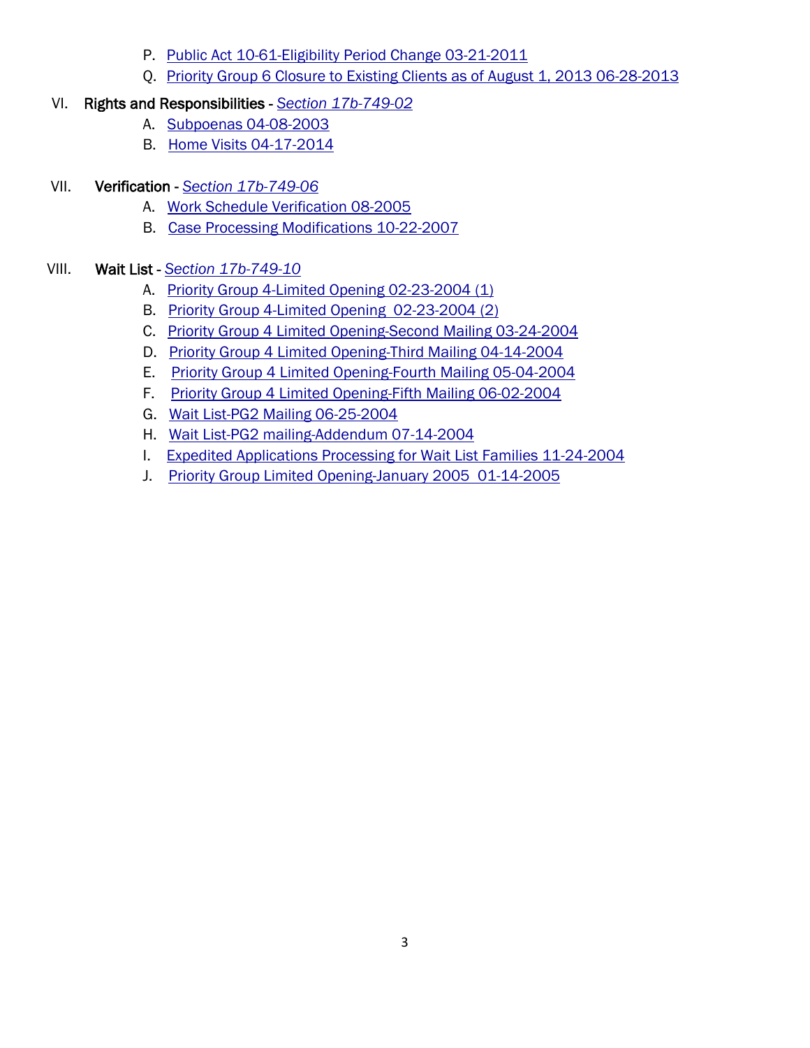P. Public Act 10-61-Eligibility Period Change 03-21-2011
Q. Priority Group 6 Closure to Existing Clients as of August 1, 2013 06-28-2013

VI. **Rights and Responsibilities** - *Section 17b-749-02*
A. Subpoenas 04-08-2003
B. Home Visits 04-17-2014

VII. **Verification** - *Section 17b-749-06*
A. Work Schedule Verification 08-2005
B. Case Processing Modifications 10-22-2007

VIII. **Wait List** - *Section 17b-749-10*
A. Priority Group 4-Limited Opening 02-23-2004 (1)
B. Priority Group 4-Limited Opening 02-23-2004 (2)
C. Priority Group 4 Limited Opening-Second Mailing 03-24-2004
D. Priority Group 4 Limited Opening-Third Mailing 04-14-2004
E. Priority Group 4 Limited Opening-Fourth Mailing 05-04-2004
F. Priority Group 4 Limited Opening-Fifth Mailing 06-02-2004
G. Wait List-PG2 Mailing 06-25-2004
H. Wait List-PG2 mailing-Addendum 07-14-2004
I. Expedited Applications Processing for Wait List Families 11-24-2004
J. Priority Group Limited Opening-January 2005 01-14-2005